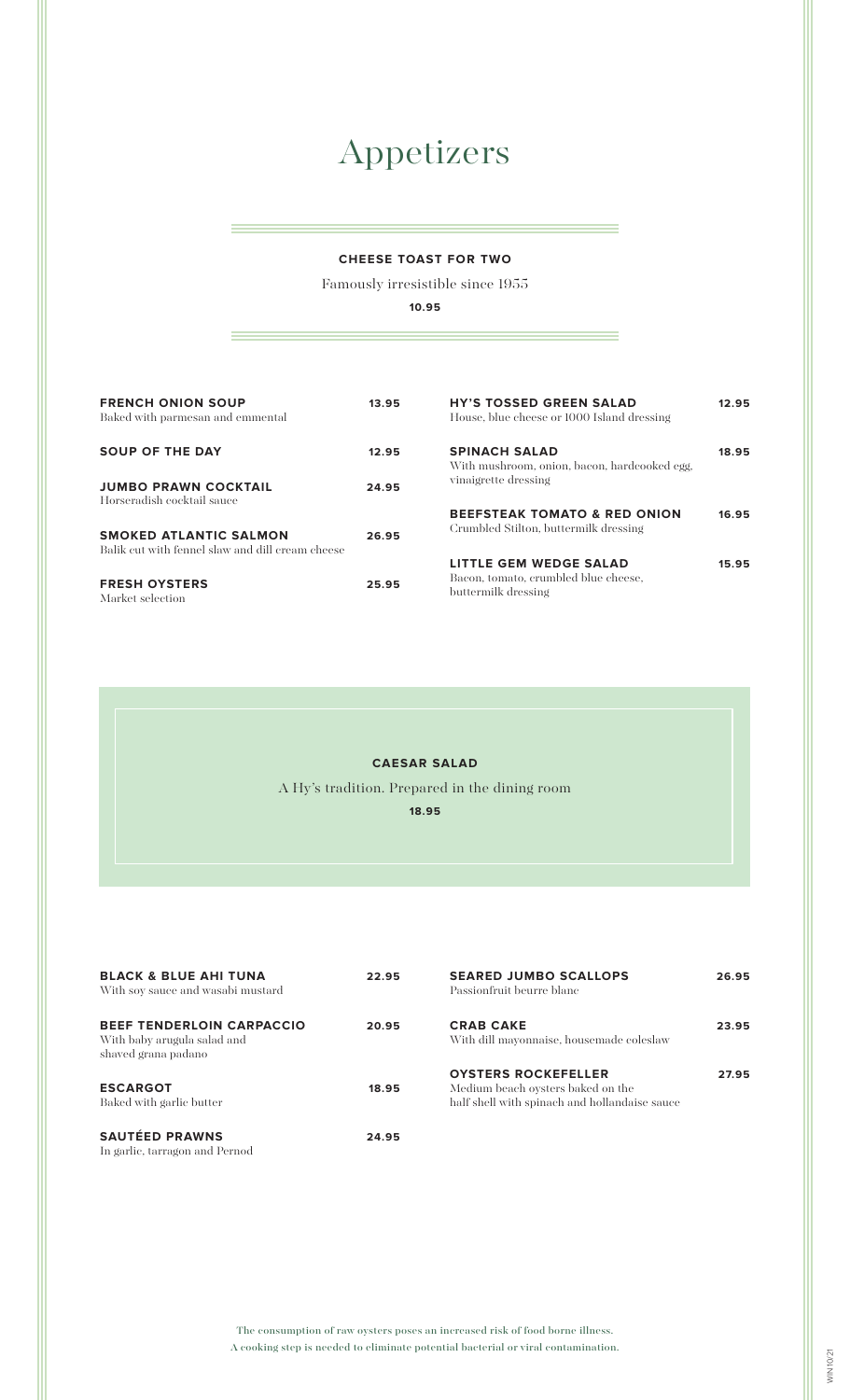# Appetizers

**CHEESE TOAST FOR TWO**

Famously irresistible since 1955

**10.95**

**FRENCH ONION SOUP** — **13.95**
Baked with parmesan and emmental

**SOUP OF THE DAY** — **12.95**

**JUMBO PRAWN COCKTAIL** — **24.95**
Horseradish cocktail sauce

**SMOKED ATLANTIC SALMON** — **26.95**
Balik cut with fennel slaw and dill cream cheese

**FRESH OYSTERS** — **25.95**
Market selection

**HY'S TOSSED GREEN SALAD** — **12.95**
House, blue cheese or 1000 Island dressing

**SPINACH SALAD** — **18.95**
With mushroom, onion, bacon, hardcooked egg, vinaigrette dressing

**BEEFSTEAK TOMATO & RED ONION** — **16.95**
Crumbled Stilton, buttermilk dressing

**LITTLE GEM WEDGE SALAD** — **15.95**
Bacon, tomato, crumbled blue cheese, buttermilk dressing

**CAESAR SALAD**

A Hy's tradition. Prepared in the dining room

**18.95**

**BLACK & BLUE AHI TUNA** — **22.95**
With soy sauce and wasabi mustard

**BEEF TENDERLOIN CARPACCIO** — **20.95**
With baby arugula salad and shaved grana padano

**ESCARGOT** — **18.95**
Baked with garlic butter

**SAUTÉED PRAWNS** — **24.95**
In garlic, tarragon and Pernod

**SEARED JUMBO SCALLOPS** — **26.95**
Passionfruit beurre blanc

**CRAB CAKE** — **23.95**
With dill mayonnaise, housemade coleslaw

**OYSTERS ROCKEFELLER** — **27.95**
Medium beach oysters baked on the half shell with spinach and hollandaise sauce

The consumption of raw oysters poses an increased risk of food borne illness.
A cooking step is needed to eliminate potential bacterial or viral contamination.

WIN 10/21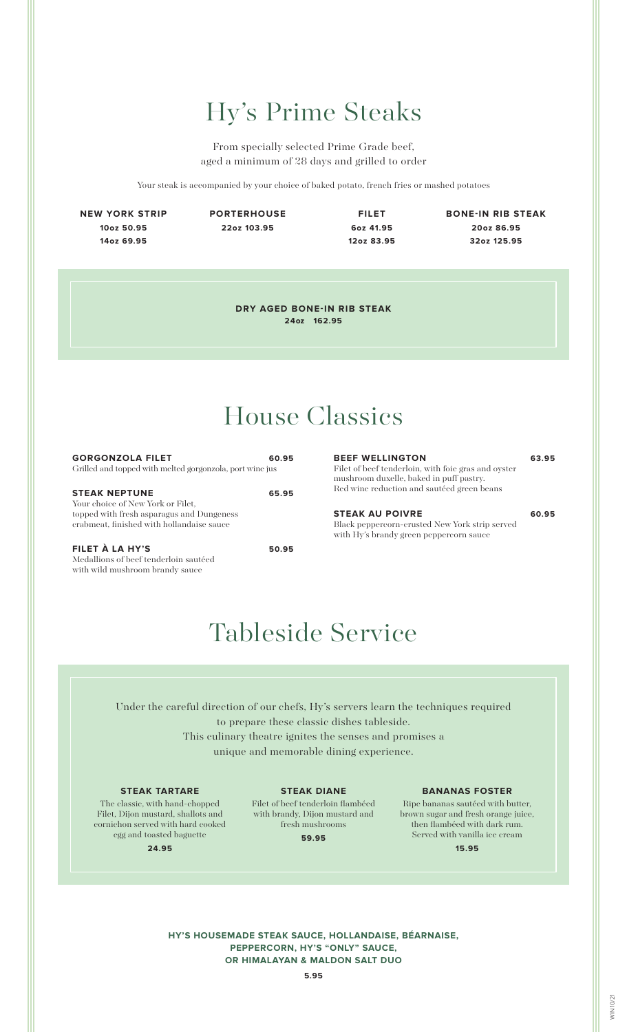# Hy's Prime Steaks

From specially selected Prime Grade beef, aged a minimum of 28 days and grilled to order

Your steak is accompanied by your choice of baked potato, french fries or mashed potatoes

**NEW YORK STRIP**
**10oz 50.95**
**14oz 69.95**

**PORTERHOUSE**
**22oz 103.95**

**FILET**
**6oz 41.95**
**12oz 83.95**

**BONE-IN RIB STEAK**
**20oz 86.95**
**32oz 125.95**

**DRY AGED BONE-IN RIB STEAK**
**24oz 162.95**

# House Classics

**GORGONZOLA FILET** **60.95**
Grilled and topped with melted gorgonzola, port wine jus

**STEAK NEPTUNE** **65.95**
Your choice of New York or Filet, topped with fresh asparagus and Dungeness crabmeat, finished with hollandaise sauce

**FILET À LA HY'S** **50.95**
Medallions of beef tenderloin sautéed with wild mushroom brandy sauce

**BEEF WELLINGTON** **63.95**
Filet of beef tenderloin, with foie gras and oyster mushroom duxelle, baked in puff pastry. Red wine reduction and sautéed green beans

**STEAK AU POIVRE** **60.95**
Black peppercorn-crusted New York strip served with Hy's brandy green peppercorn sauce

# Tableside Service

Under the careful direction of our chefs, Hy's servers learn the techniques required to prepare these classic dishes tableside. This culinary theatre ignites the senses and promises a unique and memorable dining experience.

**STEAK TARTARE**
The classic, with hand-chopped Filet, Dijon mustard, shallots and cornichon served with hard cooked egg and toasted baguette
**24.95**

**STEAK DIANE**
Filet of beef tenderloin flambéed with brandy, Dijon mustard and fresh mushrooms
**59.95**

**BANANAS FOSTER**
Ripe bananas sautéed with butter, brown sugar and fresh orange juice, then flambéed with dark rum. Served with vanilla ice cream
**15.95**

**HY'S HOUSEMADE STEAK SAUCE, HOLLANDAISE, BÉARNAISE, PEPPERCORN, HY'S "ONLY" SAUCE, OR HIMALAYAN & MALDON SALT DUO**
**5.95**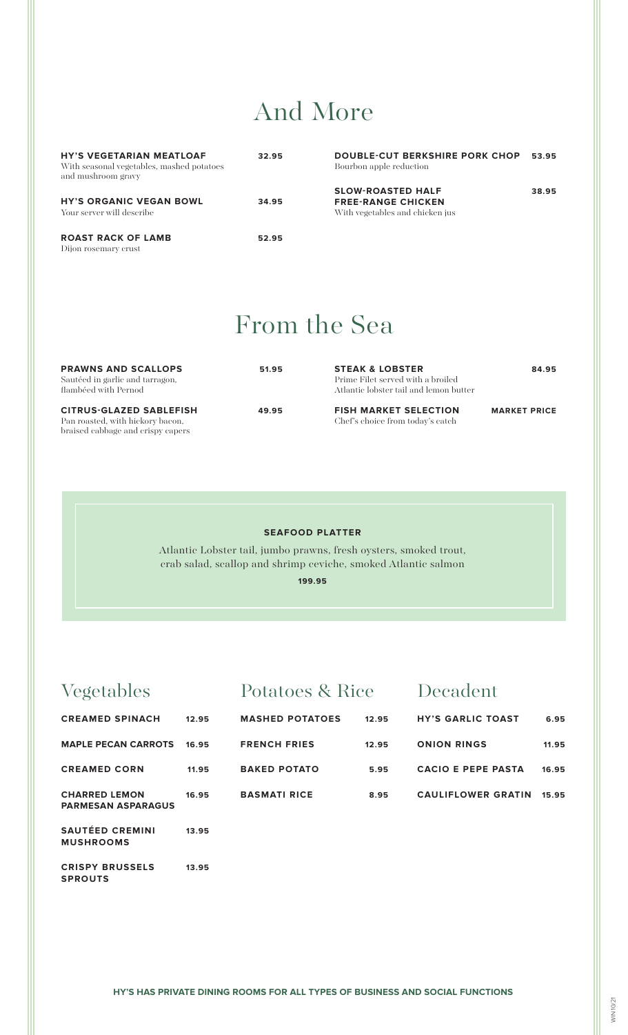# And More

**HY'S VEGETARIAN MEATLOAF** 32.95
With seasonal vegetables, mashed potatoes and mushroom gravy

**HY'S ORGANIC VEGAN BOWL** 34.95
Your server will describe

**ROAST RACK OF LAMB** 52.95
Dijon rosemary crust

**DOUBLE-CUT BERKSHIRE PORK CHOP** 53.95
Bourbon apple reduction

**SLOW-ROASTED HALF FREE-RANGE CHICKEN** 38.95
With vegetables and chicken jus

# From the Sea

**PRAWNS AND SCALLOPS** 51.95
Sautéed in garlic and tarragon, flambéed with Pernod

**CITRUS-GLAZED SABLEFISH** 49.95
Pan roasted, with hickory bacon, braised cabbage and crispy capers

**STEAK & LOBSTER** 84.95
Prime Filet served with a broiled Atlantic lobster tail and lemon butter

**FISH MARKET SELECTION** MARKET PRICE
Chef's choice from today's catch

**SEAFOOD PLATTER**

Atlantic Lobster tail, jumbo prawns, fresh oysters, smoked trout, crab salad, scallop and shrimp ceviche, smoked Atlantic salmon

**199.95**

## Vegetables

| | |
|---|---|
| **CREAMED SPINACH** | 12.95 |
| **MAPLE PECAN CARROTS** | 16.95 |
| **CREAMED CORN** | 11.95 |
| **CHARRED LEMON PARMESAN ASPARAGUS** | 16.95 |
| **SAUTÉED CREMINI MUSHROOMS** | 13.95 |
| **CRISPY BRUSSELS SPROUTS** | 13.95 |

## Potatoes & Rice

| | |
|---|---|
| **MASHED POTATOES** | 12.95 |
| **FRENCH FRIES** | 12.95 |
| **BAKED POTATO** | 5.95 |
| **BASMATI RICE** | 8.95 |

## Decadent

| | |
|---|---|
| **HY'S GARLIC TOAST** | 6.95 |
| **ONION RINGS** | 11.95 |
| **CACIO E PEPE PASTA** | 16.95 |
| **CAULIFLOWER GRATIN** | 15.95 |

**HY'S HAS PRIVATE DINING ROOMS FOR ALL TYPES OF BUSINESS AND SOCIAL FUNCTIONS**

WIN 10/21